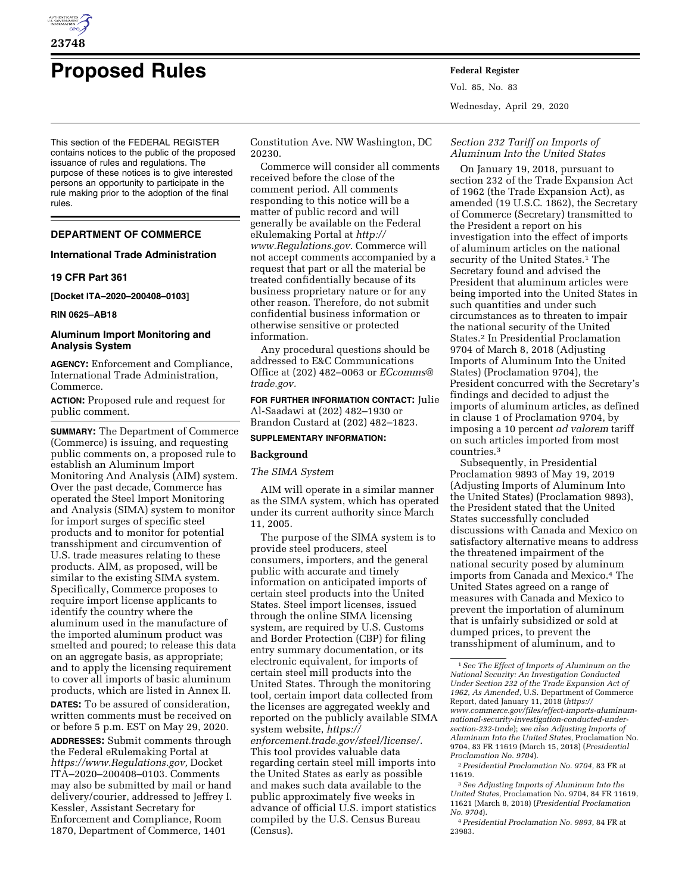# Proposed Rules

This section of the FEDERAL REGISTER contains notices to the public of the proposed issuance of rules and regulations. The purpose of these notices is to give interested persons an opportunity to participate in the rule making prior to the adoption of the final rules.

## DEPARTMENT OF COMMERCE

### International Trade Administration

### 19 CFR Part 361

**[Docket ITA–2020–200408–0103]**

**RIN 0625–AB18**

### Aluminum Import Monitoring and Analysis System

**AGENCY:** Enforcement and Compliance, International Trade Administration, Commerce.

**ACTION:** Proposed rule and request for public comment.

**SUMMARY:** The Department of Commerce (Commerce) is issuing, and requesting public comments on, a proposed rule to establish an Aluminum Import Monitoring And Analysis (AIM) system. Over the past decade, Commerce has operated the Steel Import Monitoring and Analysis (SIMA) system to monitor for import surges of specific steel products and to monitor for potential transshipment and circumvention of U.S. trade measures relating to these products. AIM, as proposed, will be similar to the existing SIMA system. Specifically, Commerce proposes to require import license applicants to identify the country where the aluminum used in the manufacture of the imported aluminum product was smelted and poured; to release this data on an aggregate basis, as appropriate; and to apply the licensing requirement to cover all imports of basic aluminum products, which are listed in Annex II.

**DATES:** To be assured of consideration, written comments must be received on or before 5 p.m. EST on May 29, 2020.

**ADDRESSES:** Submit comments through the Federal eRulemaking Portal at *https://www.Regulations.gov,* Docket ITA–2020–200408–0103. Comments may also be submitted by mail or hand delivery/courier, addressed to Jeffrey I. Kessler, Assistant Secretary for Enforcement and Compliance, Room 1870, Department of Commerce, 1401 Constitution Ave. NW Washington, DC 20230.

Commerce will consider all comments received before the close of the comment period. All comments responding to this notice will be a matter of public record and will generally be available on the Federal eRulemaking Portal at *http://www.Regulations.gov.* Commerce will not accept comments accompanied by a request that part or all the material be treated confidentially because of its business proprietary nature or for any other reason. Therefore, do not submit confidential business information or otherwise sensitive or protected information.

Any procedural questions should be addressed to E&C Communications Office at (202) 482–0063 or *ECcomms@trade.gov.*

**FOR FURTHER INFORMATION CONTACT:** Julie Al-Saadawi at (202) 482–1930 or Brandon Custard at (202) 482–1823.

**SUPPLEMENTARY INFORMATION:**

**Background**

*The SIMA System*

AIM will operate in a similar manner as the SIMA system, which has operated under its current authority since March 11, 2005.

The purpose of the SIMA system is to provide steel producers, steel consumers, importers, and the general public with accurate and timely information on anticipated imports of certain steel products into the United States. Steel import licenses, issued through the online SIMA licensing system, are required by U.S. Customs and Border Protection (CBP) for filing entry summary documentation, or its electronic equivalent, for imports of certain steel mill products into the United States. Through the monitoring tool, certain import data collected from the licenses are aggregated weekly and reported on the publicly available SIMA system website, *https://enforcement.trade.gov/steel/license/.* This tool provides valuable data regarding certain steel mill imports into the United States as early as possible and makes such data available to the public approximately five weeks in advance of official U.S. import statistics compiled by the U.S. Census Bureau (Census).

*Section 232 Tariff on Imports of Aluminum Into the United States*

On January 19, 2018, pursuant to section 232 of the Trade Expansion Act of 1962 (the Trade Expansion Act), as amended (19 U.S.C. 1862), the Secretary of Commerce (Secretary) transmitted to the President a report on his investigation into the effect of imports of aluminum articles on the national security of the United States.[1] The Secretary found and advised the President that aluminum articles were being imported into the United States in such quantities and under such circumstances as to threaten to impair the national security of the United States.[2] In Presidential Proclamation 9704 of March 8, 2018 (Adjusting Imports of Aluminum Into the United States) (Proclamation 9704), the President concurred with the Secretary's findings and decided to adjust the imports of aluminum articles, as defined in clause 1 of Proclamation 9704, by imposing a 10 percent *ad valorem* tariff on such articles imported from most countries.[3]

Subsequently, in Presidential Proclamation 9893 of May 19, 2019 (Adjusting Imports of Aluminum Into the United States) (Proclamation 9893), the President stated that the United States successfully concluded discussions with Canada and Mexico on satisfactory alternative means to address the threatened impairment of the national security posed by aluminum imports from Canada and Mexico.[4] The United States agreed on a range of measures with Canada and Mexico to prevent the importation of aluminum that is unfairly subsidized or sold at dumped prices, to prevent the transshipment of aluminum, and to

[1] *See The Effect of Imports of Aluminum on the National Security: An Investigation Conducted Under Section 232 of the Trade Expansion Act of 1962, As Amended,* U.S. Department of Commerce Report, dated January 11, 2018 (*https://www.commerce.gov/files/effect-imports-aluminum-national-security-investigation-conducted-under-section-232-trade*); *see also Adjusting Imports of Aluminum Into the United States,* Proclamation No. 9704, 83 FR 11619 (March 15, 2018) (*Presidential Proclamation No. 9704*).

[2] *Presidential Proclamation No. 9704,* 83 FR at 11619.

[3] *See Adjusting Imports of Aluminum Into the United States,* Proclamation No. 9704, 84 FR 11619, 11621 (March 8, 2018) (*Presidential Proclamation No. 9704*).

[4] *Presidential Proclamation No. 9893,* 84 FR at 23983.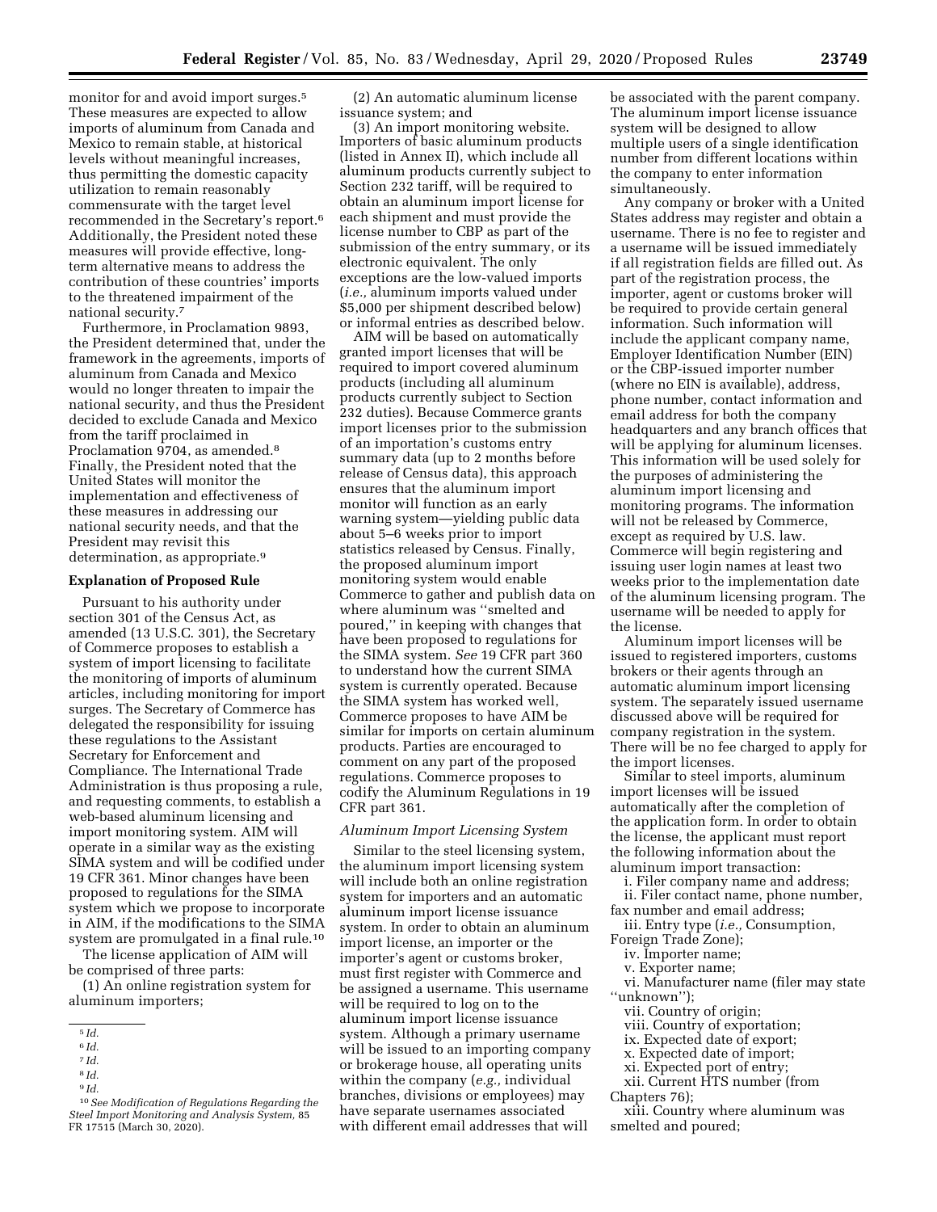monitor for and avoid import surges.[5] These measures are expected to allow imports of aluminum from Canada and Mexico to remain stable, at historical levels without meaningful increases, thus permitting the domestic capacity utilization to remain reasonably commensurate with the target level recommended in the Secretary's report.[6] Additionally, the President noted these measures will provide effective, long-term alternative means to address the contribution of these countries' imports to the threatened impairment of the national security.[7]

Furthermore, in Proclamation 9893, the President determined that, under the framework in the agreements, imports of aluminum from Canada and Mexico would no longer threaten to impair the national security, and thus the President decided to exclude Canada and Mexico from the tariff proclaimed in Proclamation 9704, as amended.[8] Finally, the President noted that the United States will monitor the implementation and effectiveness of these measures in addressing our national security needs, and that the President may revisit this determination, as appropriate.[9]

**Explanation of Proposed Rule**

Pursuant to his authority under section 301 of the Census Act, as amended (13 U.S.C. 301), the Secretary of Commerce proposes to establish a system of import licensing to facilitate the monitoring of imports of aluminum articles, including monitoring for import surges. The Secretary of Commerce has delegated the responsibility for issuing these regulations to the Assistant Secretary for Enforcement and Compliance. The International Trade Administration is thus proposing a rule, and requesting comments, to establish a web-based aluminum licensing and import monitoring system. AIM will operate in a similar way as the existing SIMA system and will be codified under 19 CFR 361. Minor changes have been proposed to regulations for the SIMA system which we propose to incorporate in AIM, if the modifications to the SIMA system are promulgated in a final rule.[10]

The license application of AIM will be comprised of three parts:

(1) An online registration system for aluminum importers;

(2) An automatic aluminum license issuance system; and

(3) An import monitoring website. Importers of basic aluminum products (listed in Annex II), which include all aluminum products currently subject to Section 232 tariff, will be required to obtain an aluminum import license for each shipment and must provide the license number to CBP as part of the submission of the entry summary, or its electronic equivalent. The only exceptions are the low-valued imports (*i.e.,* aluminum imports valued under $5,000 per shipment described below) or informal entries as described below.

AIM will be based on automatically granted import licenses that will be required to import covered aluminum products (including all aluminum products currently subject to Section 232 duties). Because Commerce grants import licenses prior to the submission of an importation's customs entry summary data (up to 2 months before release of Census data), this approach ensures that the aluminum import monitor will function as an early warning system—yielding public data about 5–6 weeks prior to import statistics released by Census. Finally, the proposed aluminum import monitoring system would enable Commerce to gather and publish data on where aluminum was ''smelted and poured,'' in keeping with changes that have been proposed to regulations for the SIMA system. *See* 19 CFR part 360 to understand how the current SIMA system is currently operated. Because the SIMA system has worked well, Commerce proposes to have AIM be similar for imports on certain aluminum products. Parties are encouraged to comment on any part of the proposed regulations. Commerce proposes to codify the Aluminum Regulations in 19 CFR part 361.

*Aluminum Import Licensing System*

Similar to the steel licensing system, the aluminum import licensing system will include both an online registration system for importers and an automatic aluminum import license issuance system. In order to obtain an aluminum import license, an importer or the importer's agent or customs broker, must first register with Commerce and be assigned a username. This username will be required to log on to the aluminum import license issuance system. Although a primary username will be issued to an importing company or brokerage house, all operating units within the company (*e.g.,* individual branches, divisions or employees) may have separate usernames associated with different email addresses that will be associated with the parent company. The aluminum import license issuance system will be designed to allow multiple users of a single identification number from different locations within the company to enter information simultaneously.

Any company or broker with a United States address may register and obtain a username. There is no fee to register and a username will be issued immediately if all registration fields are filled out. As part of the registration process, the importer, agent or customs broker will be required to provide certain general information. Such information will include the applicant company name, Employer Identification Number (EIN) or the CBP-issued importer number (where no EIN is available), address, phone number, contact information and email address for both the company headquarters and any branch offices that will be applying for aluminum licenses. This information will be used solely for the purposes of administering the aluminum import licensing and monitoring programs. The information will not be released by Commerce, except as required by U.S. law. Commerce will begin registering and issuing user login names at least two weeks prior to the implementation date of the aluminum licensing program. The username will be needed to apply for the license.

Aluminum import licenses will be issued to registered importers, customs brokers or their agents through an automatic aluminum import licensing system. The separately issued username discussed above will be required for company registration in the system. There will be no fee charged to apply for the import licenses.

Similar to steel imports, aluminum import licenses will be issued automatically after the completion of the application form. In order to obtain the license, the applicant must report the following information about the aluminum import transaction:

i. Filer company name and address;
ii. Filer contact name, phone number, fax number and email address;
iii. Entry type (*i.e.,* Consumption, Foreign Trade Zone);
iv. Importer name;
v. Exporter name;
vi. Manufacturer name (filer may state ''unknown'');
vii. Country of origin;
viii. Country of exportation;
ix. Expected date of export;
x. Expected date of import;
xi. Expected port of entry;
xii. Current HTS number (from Chapters 76);
xiii. Country where aluminum was smelted and poured;

---

[5] *Id.*

[6] *Id.*

[7] *Id.*

[8] *Id.*

[9] *Id.*

[10] *See Modification of Regulations Regarding the Steel Import Monitoring and Analysis System,* 85 FR 17515 (March 30, 2020).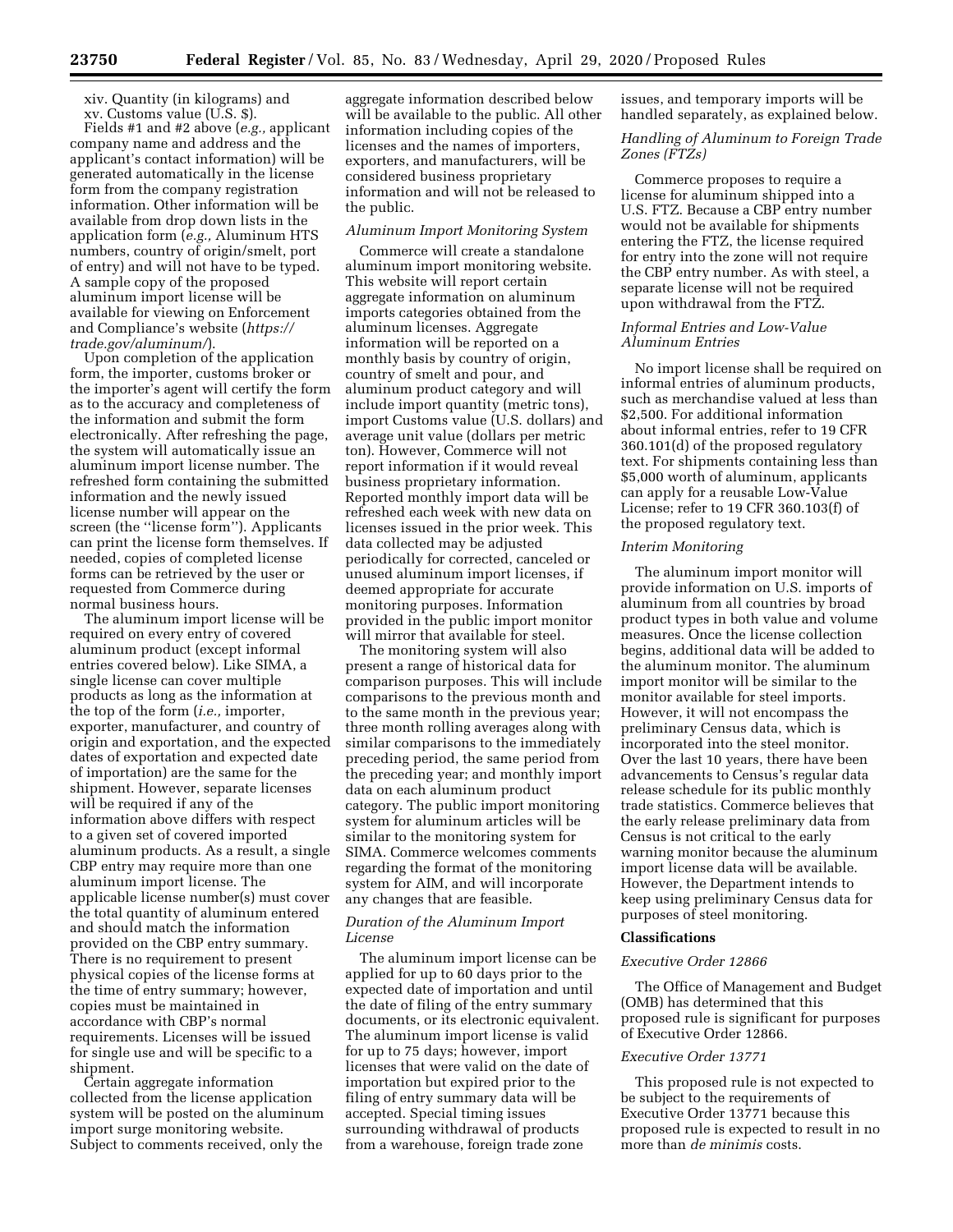xiv. Quantity (in kilograms) and

xv. Customs value (U.S. $).

Fields #1 and #2 above (*e.g.,* applicant company name and address and the applicant's contact information) will be generated automatically in the license form from the company registration information. Other information will be available from drop down lists in the application form (*e.g.,* Aluminum HTS numbers, country of origin/smelt, port of entry) and will not have to be typed. A sample copy of the proposed aluminum import license will be available for viewing on Enforcement and Compliance's website (*https://trade.gov/aluminum/*).

Upon completion of the application form, the importer, customs broker or the importer's agent will certify the form as to the accuracy and completeness of the information and submit the form electronically. After refreshing the page, the system will automatically issue an aluminum import license number. The refreshed form containing the submitted information and the newly issued license number will appear on the screen (the "license form"). Applicants can print the license form themselves. If needed, copies of completed license forms can be retrieved by the user or requested from Commerce during normal business hours.

The aluminum import license will be required on every entry of covered aluminum product (except informal entries covered below). Like SIMA, a single license can cover multiple products as long as the information at the top of the form (*i.e.,* importer, exporter, manufacturer, and country of origin and exportation, and the expected dates of exportation and expected date of importation) are the same for the shipment. However, separate licenses will be required if any of the information above differs with respect to a given set of covered imported aluminum products. As a result, a single CBP entry may require more than one aluminum import license. The applicable license number(s) must cover the total quantity of aluminum entered and should match the information provided on the CBP entry summary. There is no requirement to present physical copies of the license forms at the time of entry summary; however, copies must be maintained in accordance with CBP's normal requirements. Licenses will be issued for single use and will be specific to a shipment.

Certain aggregate information collected from the license application system will be posted on the aluminum import surge monitoring website. Subject to comments received, only the aggregate information described below will be available to the public. All other information including copies of the licenses and the names of importers, exporters, and manufacturers, will be considered business proprietary information and will not be released to the public.

*Aluminum Import Monitoring System*

Commerce will create a standalone aluminum import monitoring website. This website will report certain aggregate information on aluminum imports categories obtained from the aluminum licenses. Aggregate information will be reported on a monthly basis by country of origin, country of smelt and pour, and aluminum product category and will include import quantity (metric tons), import Customs value (U.S. dollars) and average unit value (dollars per metric ton). However, Commerce will not report information if it would reveal business proprietary information. Reported monthly import data will be refreshed each week with new data on licenses issued in the prior week. This data collected may be adjusted periodically for corrected, canceled or unused aluminum import licenses, if deemed appropriate for accurate monitoring purposes. Information provided in the public import monitor will mirror that available for steel.

The monitoring system will also present a range of historical data for comparison purposes. This will include comparisons to the previous month and to the same month in the previous year; three month rolling averages along with similar comparisons to the immediately preceding period, the same period from the preceding year; and monthly import data on each aluminum product category. The public import monitoring system for aluminum articles will be similar to the monitoring system for SIMA. Commerce welcomes comments regarding the format of the monitoring system for AIM, and will incorporate any changes that are feasible.

*Duration of the Aluminum Import License*

The aluminum import license can be applied for up to 60 days prior to the expected date of importation and until the date of filing of the entry summary documents, or its electronic equivalent. The aluminum import license is valid for up to 75 days; however, import licenses that were valid on the date of importation but expired prior to the filing of entry summary data will be accepted. Special timing issues surrounding withdrawal of products from a warehouse, foreign trade zone issues, and temporary imports will be handled separately, as explained below.

*Handling of Aluminum to Foreign Trade Zones (FTZs)*

Commerce proposes to require a license for aluminum shipped into a U.S. FTZ. Because a CBP entry number would not be available for shipments entering the FTZ, the license required for entry into the zone will not require the CBP entry number. As with steel, a separate license will not be required upon withdrawal from the FTZ.

*Informal Entries and Low-Value Aluminum Entries*

No import license shall be required on informal entries of aluminum products, such as merchandise valued at less than $2,500. For additional information about informal entries, refer to 19 CFR 360.101(d) of the proposed regulatory text. For shipments containing less than $5,000 worth of aluminum, applicants can apply for a reusable Low-Value License; refer to 19 CFR 360.103(f) of the proposed regulatory text.

*Interim Monitoring*

The aluminum import monitor will provide information on U.S. imports of aluminum from all countries by broad product types in both value and volume measures. Once the license collection begins, additional data will be added to the aluminum monitor. The aluminum import monitor will be similar to the monitor available for steel imports. However, it will not encompass the preliminary Census data, which is incorporated into the steel monitor. Over the last 10 years, there have been advancements to Census's regular data release schedule for its public monthly trade statistics. Commerce believes that the early release preliminary data from Census is not critical to the early warning monitor because the aluminum import license data will be available. However, the Department intends to keep using preliminary Census data for purposes of steel monitoring.

## Classifications

*Executive Order 12866*

The Office of Management and Budget (OMB) has determined that this proposed rule is significant for purposes of Executive Order 12866.

*Executive Order 13771*

This proposed rule is not expected to be subject to the requirements of Executive Order 13771 because this proposed rule is expected to result in no more than *de minimis* costs.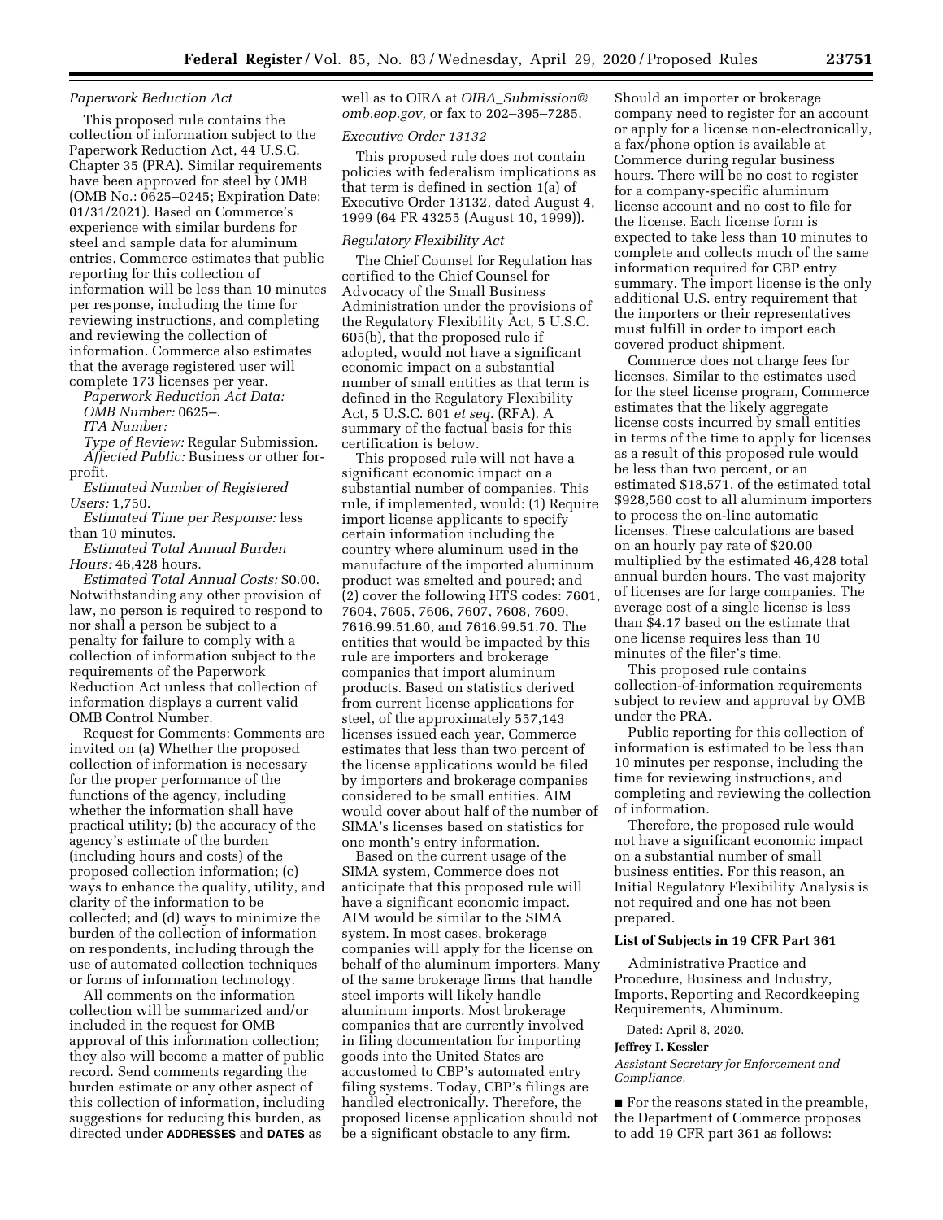*Paperwork Reduction Act*

This proposed rule contains the collection of information subject to the Paperwork Reduction Act, 44 U.S.C. Chapter 35 (PRA). Similar requirements have been approved for steel by OMB (OMB No.: 0625–0245; Expiration Date: 01/31/2021). Based on Commerce's experience with similar burdens for steel and sample data for aluminum entries, Commerce estimates that public reporting for this collection of information will be less than 10 minutes per response, including the time for reviewing instructions, and completing and reviewing the collection of information. Commerce also estimates that the average registered user will complete 173 licenses per year.

*Paperwork Reduction Act Data:*

*OMB Number:* 0625–.

*ITA Number:*

*Type of Review:* Regular Submission.

*Affected Public:* Business or other for-profit.

*Estimated Number of Registered Users:* 1,750.

*Estimated Time per Response:* less than 10 minutes.

*Estimated Total Annual Burden Hours:* 46,428 hours.

*Estimated Total Annual Costs:* $0.00. Notwithstanding any other provision of law, no person is required to respond to nor shall a person be subject to a penalty for failure to comply with a collection of information subject to the requirements of the Paperwork Reduction Act unless that collection of information displays a current valid OMB Control Number.

Request for Comments: Comments are invited on (a) Whether the proposed collection of information is necessary for the proper performance of the functions of the agency, including whether the information shall have practical utility; (b) the accuracy of the agency's estimate of the burden (including hours and costs) of the proposed collection information; (c) ways to enhance the quality, utility, and clarity of the information to be collected; and (d) ways to minimize the burden of the collection of information on respondents, including through the use of automated collection techniques or forms of information technology.

All comments on the information collection will be summarized and/or included in the request for OMB approval of this information collection; they also will become a matter of public record. Send comments regarding the burden estimate or any other aspect of this collection of information, including suggestions for reducing this burden, as directed under **ADDRESSES** and **DATES** as well as to OIRA at *OIRA_Submission@omb.eop.gov,* or fax to 202–395–7285.

*Executive Order 13132*

This proposed rule does not contain policies with federalism implications as that term is defined in section 1(a) of Executive Order 13132, dated August 4, 1999 (64 FR 43255 (August 10, 1999)).

*Regulatory Flexibility Act*

The Chief Counsel for Regulation has certified to the Chief Counsel for Advocacy of the Small Business Administration under the provisions of the Regulatory Flexibility Act, 5 U.S.C. 605(b), that the proposed rule if adopted, would not have a significant economic impact on a substantial number of small entities as that term is defined in the Regulatory Flexibility Act, 5 U.S.C. 601 *et seq.* (RFA). A summary of the factual basis for this certification is below.

This proposed rule will not have a significant economic impact on a substantial number of companies. This rule, if implemented, would: (1) Require import license applicants to specify certain information including the country where aluminum used in the manufacture of the imported aluminum product was smelted and poured; and (2) cover the following HTS codes: 7601, 7604, 7605, 7606, 7607, 7608, 7609, 7616.99.51.60, and 7616.99.51.70. The entities that would be impacted by this rule are importers and brokerage companies that import aluminum products. Based on statistics derived from current license applications for steel, of the approximately 557,143 licenses issued each year, Commerce estimates that less than two percent of the license applications would be filed by importers and brokerage companies considered to be small entities. AIM would cover about half of the number of SIMA's licenses based on statistics for one month's entry information.

Based on the current usage of the SIMA system, Commerce does not anticipate that this proposed rule will have a significant economic impact. AIM would be similar to the SIMA system. In most cases, brokerage companies will apply for the license on behalf of the aluminum importers. Many of the same brokerage firms that handle steel imports will likely handle aluminum imports. Most brokerage companies that are currently involved in filing documentation for importing goods into the United States are accustomed to CBP's automated entry filing systems. Today, CBP's filings are handled electronically. Therefore, the proposed license application should not be a significant obstacle to any firm. Should an importer or brokerage company need to register for an account or apply for a license non-electronically, a fax/phone option is available at Commerce during regular business hours. There will be no cost to register for a company-specific aluminum license account and no cost to file for the license. Each license form is expected to take less than 10 minutes to complete and collects much of the same information required for CBP entry summary. The import license is the only additional U.S. entry requirement that the importers or their representatives must fulfill in order to import each covered product shipment.

Commerce does not charge fees for licenses. Similar to the estimates used for the steel license program, Commerce estimates that the likely aggregate license costs incurred by small entities in terms of the time to apply for licenses as a result of this proposed rule would be less than two percent, or an estimated $18,571, of the estimated total $928,560 cost to all aluminum importers to process the on-line automatic licenses. These calculations are based on an hourly pay rate of $20.00 multiplied by the estimated 46,428 total annual burden hours. The vast majority of licenses are for large companies. The average cost of a single license is less than $4.17 based on the estimate that one license requires less than 10 minutes of the filer's time.

This proposed rule contains collection-of-information requirements subject to review and approval by OMB under the PRA.

Public reporting for this collection of information is estimated to be less than 10 minutes per response, including the time for reviewing instructions, and completing and reviewing the collection of information.

Therefore, the proposed rule would not have a significant economic impact on a substantial number of small business entities. For this reason, an Initial Regulatory Flexibility Analysis is not required and one has not been prepared.

**List of Subjects in 19 CFR Part 361**

Administrative Practice and Procedure, Business and Industry, Imports, Reporting and Recordkeeping Requirements, Aluminum.

Dated: April 8, 2020.

**Jeffrey I. Kessler**

*Assistant Secretary for Enforcement and Compliance.*

■ For the reasons stated in the preamble, the Department of Commerce proposes to add 19 CFR part 361 as follows: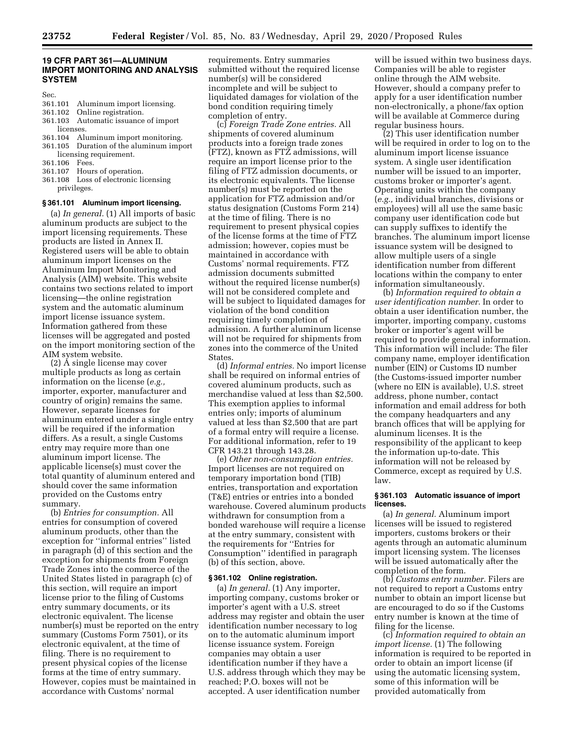## 19 CFR PART 361—ALUMINUM IMPORT MONITORING AND ANALYSIS SYSTEM

Sec.
361.101 Aluminum import licensing.
361.102 Online registration.
361.103 Automatic issuance of import licenses.
361.104 Aluminum import monitoring.
361.105 Duration of the aluminum import licensing requirement.
361.106 Fees.
361.107 Hours of operation.
361.108 Loss of electronic licensing privileges.

### § 361.101 Aluminum import licensing.

(a) *In general.* (1) All imports of basic aluminum products are subject to the import licensing requirements. These products are listed in Annex II. Registered users will be able to obtain aluminum import licenses on the Aluminum Import Monitoring and Analysis (AIM) website. This website contains two sections related to import licensing—the online registration system and the automatic aluminum import license issuance system. Information gathered from these licenses will be aggregated and posted on the import monitoring section of the AIM system website.

(2) A single license may cover multiple products as long as certain information on the license (*e.g.,* importer, exporter, manufacturer and country of origin) remains the same. However, separate licenses for aluminum entered under a single entry will be required if the information differs. As a result, a single Customs entry may require more than one aluminum import license. The applicable license(s) must cover the total quantity of aluminum entered and should cover the same information provided on the Customs entry summary.

(b) *Entries for consumption.* All entries for consumption of covered aluminum products, other than the exception for ''informal entries'' listed in paragraph (d) of this section and the exception for shipments from Foreign Trade Zones into the commerce of the United States listed in paragraph (c) of this section, will require an import license prior to the filing of Customs entry summary documents, or its electronic equivalent. The license number(s) must be reported on the entry summary (Customs Form 7501), or its electronic equivalent, at the time of filing. There is no requirement to present physical copies of the license forms at the time of entry summary. However, copies must be maintained in accordance with Customs' normal requirements. Entry summaries submitted without the required license number(s) will be considered incomplete and will be subject to liquidated damages for violation of the bond condition requiring timely completion of entry.

(c) *Foreign Trade Zone entries.* All shipments of covered aluminum products into a foreign trade zones (FTZ), known as FTZ admissions, will require an import license prior to the filing of FTZ admission documents, or its electronic equivalents. The license number(s) must be reported on the application for FTZ admission and/or status designation (Customs Form 214) at the time of filing. There is no requirement to present physical copies of the license forms at the time of FTZ admission; however, copies must be maintained in accordance with Customs' normal requirements. FTZ admission documents submitted without the required license number(s) will not be considered complete and will be subject to liquidated damages for violation of the bond condition requiring timely completion of admission. A further aluminum license will not be required for shipments from zones into the commerce of the United States.

(d) *Informal entries.* No import license shall be required on informal entries of covered aluminum products, such as merchandise valued at less than $2,500. This exemption applies to informal entries only; imports of aluminum valued at less than $2,500 that are part of a formal entry will require a license. For additional information, refer to 19 CFR 143.21 through 143.28.

(e) *Other non-consumption entries.* Import licenses are not required on temporary importation bond (TIB) entries, transportation and exportation (T&E) entries or entries into a bonded warehouse. Covered aluminum products withdrawn for consumption from a bonded warehouse will require a license at the entry summary, consistent with the requirements for ''Entries for Consumption'' identified in paragraph (b) of this section, above.

### § 361.102 Online registration.

(a) *In general.* (1) Any importer, importing company, customs broker or importer's agent with a U.S. street address may register and obtain the user identification number necessary to log on to the automatic aluminum import license issuance system. Foreign companies may obtain a user identification number if they have a U.S. address through which they may be reached; P.O. boxes will not be accepted. A user identification number will be issued within two business days. Companies will be able to register online through the AIM website. However, should a company prefer to apply for a user identification number non-electronically, a phone/fax option will be available at Commerce during regular business hours.

(2) This user identification number will be required in order to log on to the aluminum import license issuance system. A single user identification number will be issued to an importer, customs broker or importer's agent. Operating units within the company (*e.g.,* individual branches, divisions or employees) will all use the same basic company user identification code but can supply suffixes to identify the branches. The aluminum import license issuance system will be designed to allow multiple users of a single identification number from different locations within the company to enter information simultaneously.

(b) *Information required to obtain a user identification number.* In order to obtain a user identification number, the importer, importing company, customs broker or importer's agent will be required to provide general information. This information will include: The filer company name, employer identification number (EIN) or Customs ID number (the Customs-issued importer number (where no EIN is available), U.S. street address, phone number, contact information and email address for both the company headquarters and any branch offices that will be applying for aluminum licenses. It is the responsibility of the applicant to keep the information up-to-date. This information will not be released by Commerce, except as required by U.S. law.

### § 361.103 Automatic issuance of import licenses.

(a) *In general.* Aluminum import licenses will be issued to registered importers, customs brokers or their agents through an automatic aluminum import licensing system. The licenses will be issued automatically after the completion of the form.

(b) *Customs entry number.* Filers are not required to report a Customs entry number to obtain an import license but are encouraged to do so if the Customs entry number is known at the time of filing for the license.

(c) *Information required to obtain an import license.* (1) The following information is required to be reported in order to obtain an import license (if using the automatic licensing system, some of this information will be provided automatically from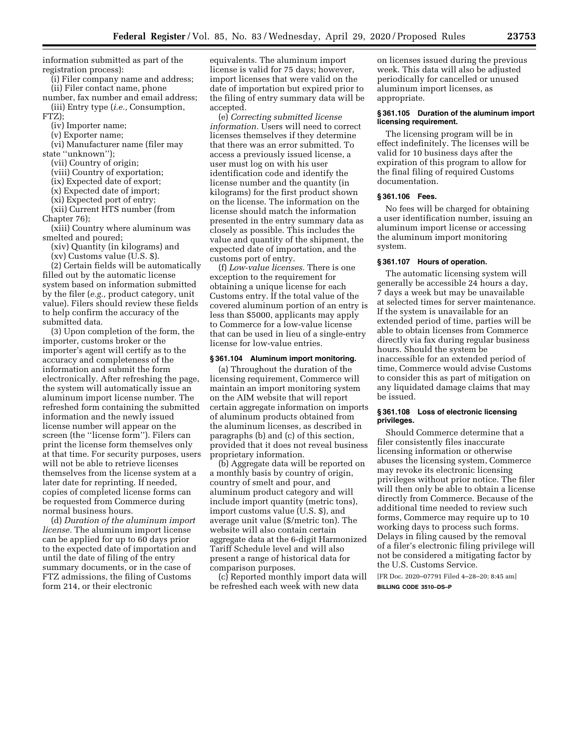information submitted as part of the registration process):

(i) Filer company name and address;

(ii) Filer contact name, phone number, fax number and email address;

(iii) Entry type (*i.e.,* Consumption, FTZ);

(iv) Importer name;

(v) Exporter name;

(vi) Manufacturer name (filer may state ''unknown'');

(vii) Country of origin;

(viii) Country of exportation;

(ix) Expected date of export;

(x) Expected date of import;

(xi) Expected port of entry;

(xii) Current HTS number (from Chapter 76);

(xiii) Country where aluminum was smelted and poured;

(xiv) Quantity (in kilograms) and

(xv) Customs value (U.S. $).

(2) Certain fields will be automatically filled out by the automatic license system based on information submitted by the filer (*e.g.,* product category, unit value). Filers should review these fields to help confirm the accuracy of the submitted data.

(3) Upon completion of the form, the importer, customs broker or the importer's agent will certify as to the accuracy and completeness of the information and submit the form electronically. After refreshing the page, the system will automatically issue an aluminum import license number. The refreshed form containing the submitted information and the newly issued license number will appear on the screen (the ''license form''). Filers can print the license form themselves only at that time. For security purposes, users will not be able to retrieve licenses themselves from the license system at a later date for reprinting. If needed, copies of completed license forms can be requested from Commerce during normal business hours.

(d) *Duration of the aluminum import license.* The aluminum import license can be applied for up to 60 days prior to the expected date of importation and until the date of filing of the entry summary documents, or in the case of FTZ admissions, the filing of Customs form 214, or their electronic equivalents. The aluminum import license is valid for 75 days; however, import licenses that were valid on the date of importation but expired prior to the filing of entry summary data will be accepted.

(e) *Correcting submitted license information.* Users will need to correct licenses themselves if they determine that there was an error submitted. To access a previously issued license, a user must log on with his user identification code and identify the license number and the quantity (in kilograms) for the first product shown on the license. The information on the license should match the information presented in the entry summary data as closely as possible. This includes the value and quantity of the shipment, the expected date of importation, and the customs port of entry.

(f) *Low-value licenses.* There is one exception to the requirement for obtaining a unique license for each Customs entry. If the total value of the covered aluminum portion of an entry is less than $5000, applicants may apply to Commerce for a low-value license that can be used in lieu of a single-entry license for low-value entries.

### § 361.104 Aluminum import monitoring.

(a) Throughout the duration of the licensing requirement, Commerce will maintain an import monitoring system on the AIM website that will report certain aggregate information on imports of aluminum products obtained from the aluminum licenses, as described in paragraphs (b) and (c) of this section, provided that it does not reveal business proprietary information.

(b) Aggregate data will be reported on a monthly basis by country of origin, country of smelt and pour, and aluminum product category and will include import quantity (metric tons), import customs value (U.S. $), and average unit value ($/metric ton). The website will also contain certain aggregate data at the 6-digit Harmonized Tariff Schedule level and will also present a range of historical data for comparison purposes.

(c) Reported monthly import data will be refreshed each week with new data on licenses issued during the previous week. This data will also be adjusted periodically for cancelled or unused aluminum import licenses, as appropriate.

### § 361.105 Duration of the aluminum import licensing requirement.

The licensing program will be in effect indefinitely. The licenses will be valid for 10 business days after the expiration of this program to allow for the final filing of required Customs documentation.

### § 361.106 Fees.

No fees will be charged for obtaining a user identification number, issuing an aluminum import license or accessing the aluminum import monitoring system.

### § 361.107 Hours of operation.

The automatic licensing system will generally be accessible 24 hours a day, 7 days a week but may be unavailable at selected times for server maintenance. If the system is unavailable for an extended period of time, parties will be able to obtain licenses from Commerce directly via fax during regular business hours. Should the system be inaccessible for an extended period of time, Commerce would advise Customs to consider this as part of mitigation on any liquidated damage claims that may be issued.

### § 361.108 Loss of electronic licensing privileges.

Should Commerce determine that a filer consistently files inaccurate licensing information or otherwise abuses the licensing system, Commerce may revoke its electronic licensing privileges without prior notice. The filer will then only be able to obtain a license directly from Commerce. Because of the additional time needed to review such forms, Commerce may require up to 10 working days to process such forms. Delays in filing caused by the removal of a filer's electronic filing privilege will not be considered a mitigating factor by the U.S. Customs Service.

[FR Doc. 2020–07791 Filed 4–28–20; 8:45 am]

**BILLING CODE 3510–DS–P**